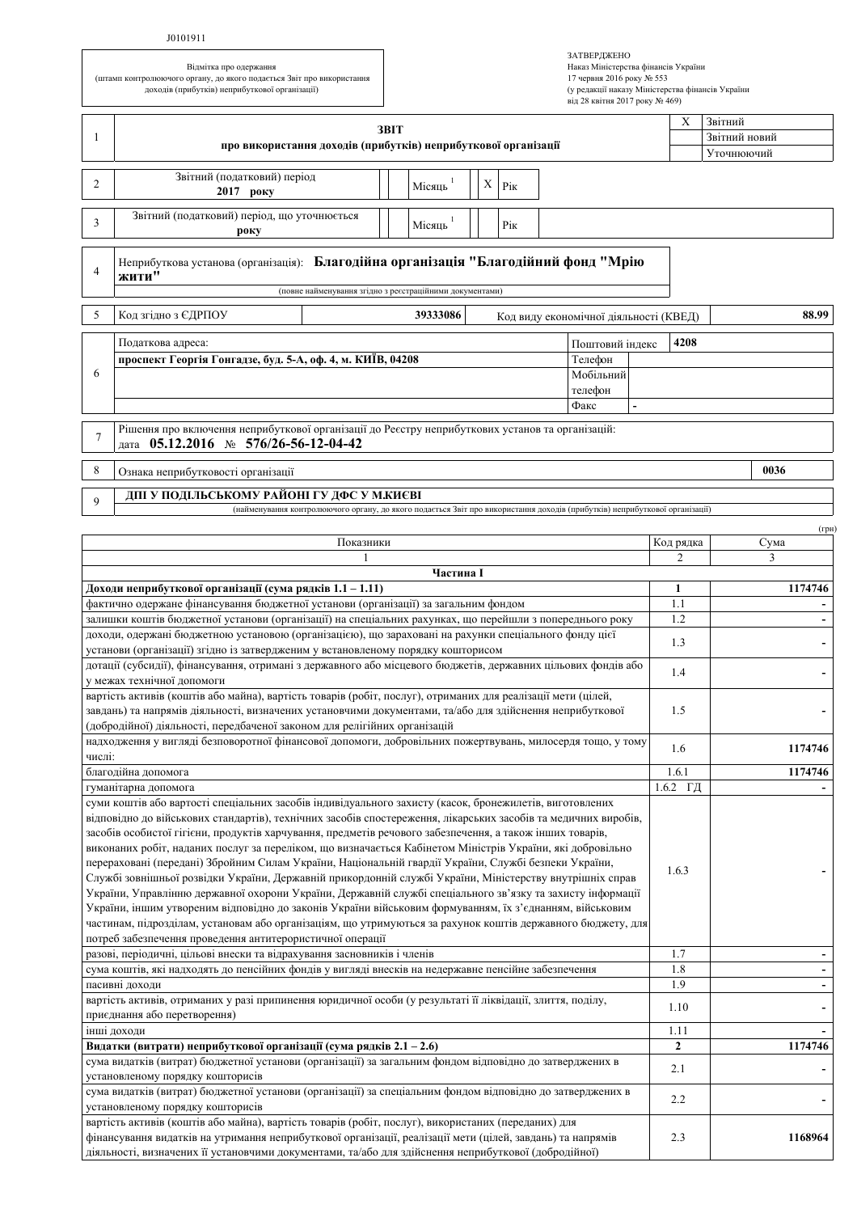J0101911

Відмітка про одержання
(штамп контролюючого органу, до якого подається Звіт про використання доходів (прибутків) неприбуткової організації)

ЗАТВЕРДЖЕНО
Наказ Міністерства фінансів України
17 червня 2016 року № 553
(у редакції наказу Міністерства фінансів України
від 28 квітня 2017 року № 469)

| 1 | **ЗВІТ** **про використання доходів (прибутків) неприбуткової організації** | X | Звітний |
|---|---|---|---|
| | | | Звітний новий |
| | | | Уточнюючий |

| 2 | Звітний (податковий) період **2017 року** | | Місяць [1] | X | Рік |
|---|---|---|---|---|---|
| 3 | Звітний (податковий) період, що уточнюється **року** | | Місяць [1] | | Рік |

| 4 | Неприбуткова установа (організація): **Благодійна організація "Благодійний фонд "Мрію жити"** (повне найменування згідно з реєстраційними документами) |
|---|---|

| 5 | Код згідно з ЄДРПОУ | **39333086** | Код виду економічної діяльності (КВЕД) | **88.99** |
|---|---|---|---|---|

| 6 | Податкова адреса: | Поштовий індекс | **4208** |
|---|---|---|---|
| | **проспект Георгія Гонгадзе, буд. 5-А, оф. 4, м. КИЇВ, 04208** | Телефон | |
| | | Мобільний телефон | |
| | | Факс | - |

| 7 | Рішення про включення неприбуткової організації до Реєстру неприбуткових установ та організацій: дата **05.12.2016** № **576/26-56-12-04-42** |
|---|---|

| 8 | Ознака неприбутковості організації | **0036** |
|---|---|---|

| 9 | **ДПІ У ПОДІЛЬСЬКОМУ РАЙОНІ ГУ ДФС У М.КИЄВІ** (найменування контролюючого органу, до якого подається Звіт про використання доходів (прибутків) неприбуткової організації) |
|---|---|

(грн)

| Показники | Код рядка | Сума |
|---|---|---|
| 1 | 2 | 3 |
| **Частина І** | | |
| **Доходи неприбуткової організації (сума рядків 1.1 – 1.11)** | **1** | **1174746** |
| фактично одержане фінансування бюджетної установи (організації) за загальним фондом | 1.1 | - |
| залишки коштів бюджетної установи (організації) на спеціальних рахунках, що перейшли з попереднього року | 1.2 | - |
| доходи, одержані бюджетною установою (організацією), що зараховані на рахунки спеціального фонду цієї установи (організації) згідно із затвердженим у встановленому порядку кошторисом | 1.3 | - |
| дотації (субсидії), фінансування, отримані з державного або місцевого бюджетів, державних цільових фондів або у межах технічної допомоги | 1.4 | - |
| вартість активів (коштів або майна), вартість товарів (робіт, послуг), отриманих для реалізації мети (цілей, завдань) та напрямів діяльності, визначених установчими документами, та/або для здійснення неприбуткової (добродійної) діяльності, передбаченої законом для релігійних організацій | 1.5 | - |
| надходження у вигляді безповоротної фінансової допомоги, добровільних пожертвувань, милосердя тощо, у тому числі: | 1.6 | 1174746 |
| благодійна допомога | 1.6.1 | 1174746 |
| гуманітарна допомога | 1.6.2 ГД | - |
| суми коштів або вартості спеціальних засобів індивідуального захисту (касок, бронежилетів, виготовлених відповідно до військових стандартів), технічних засобів спостереження, лікарських засобів та медичних виробів, засобів особистої гігієни, продуктів харчування, предметів речового забезпечення, а також інших товарів, виконаних робіт, наданих послуг за переліком, що визначається Кабінетом Міністрів України, які добровільно перераховані (передані) Збройним Силам України, Національній гвардії України, Службі безпеки України, Службі зовнішньої розвідки України, Державній прикордонній службі України, Міністерству внутрішніх справ України, Управлінню державної охорони України, Державній службі спеціального зв'язку та захисту інформації України, іншим утвореним відповідно до законів України військовим формуванням, їх з'єднанням, військовим частинам, підрозділам, установам або організаціям, що утримуються за рахунок коштів державного бюджету, для потреб забезпечення проведення антитерористичної операції | 1.6.3 | - |
| разові, періодичні, цільові внески та відрахування засновників і членів | 1.7 | - |
| сума коштів, які надходять до пенсійних фондів у вигляді внесків на недержавне пенсійне забезпечення | 1.8 | - |
| пасивні доходи | 1.9 | - |
| вартість активів, отриманих у разі припинення юридичної особи (у результаті її ліквідації, злиття, поділу, приєднання або перетворення) | 1.10 | - |
| інші доходи | 1.11 | - |
| **Видатки (витрати) неприбуткової організації (сума рядків 2.1 – 2.6)** | **2** | **1174746** |
| сума видатків (витрат) бюджетної установи (організації) за загальним фондом відповідно до затверджених в установленому порядку кошторисів | 2.1 | - |
| сума видатків (витрат) бюджетної установи (організації) за спеціальним фондом відповідно до затверджених в установленому порядку кошторисів | 2.2 | - |
| вартість активів (коштів або майна), вартість товарів (робіт, послуг), використаних (переданих) для фінансування видатків на утримання неприбуткової організації, реалізації мети (цілей, завдань) та напрямів діяльності, визначених її установчими документами, та/або для здійснення неприбуткової (добродійної) | 2.3 | 1168964 |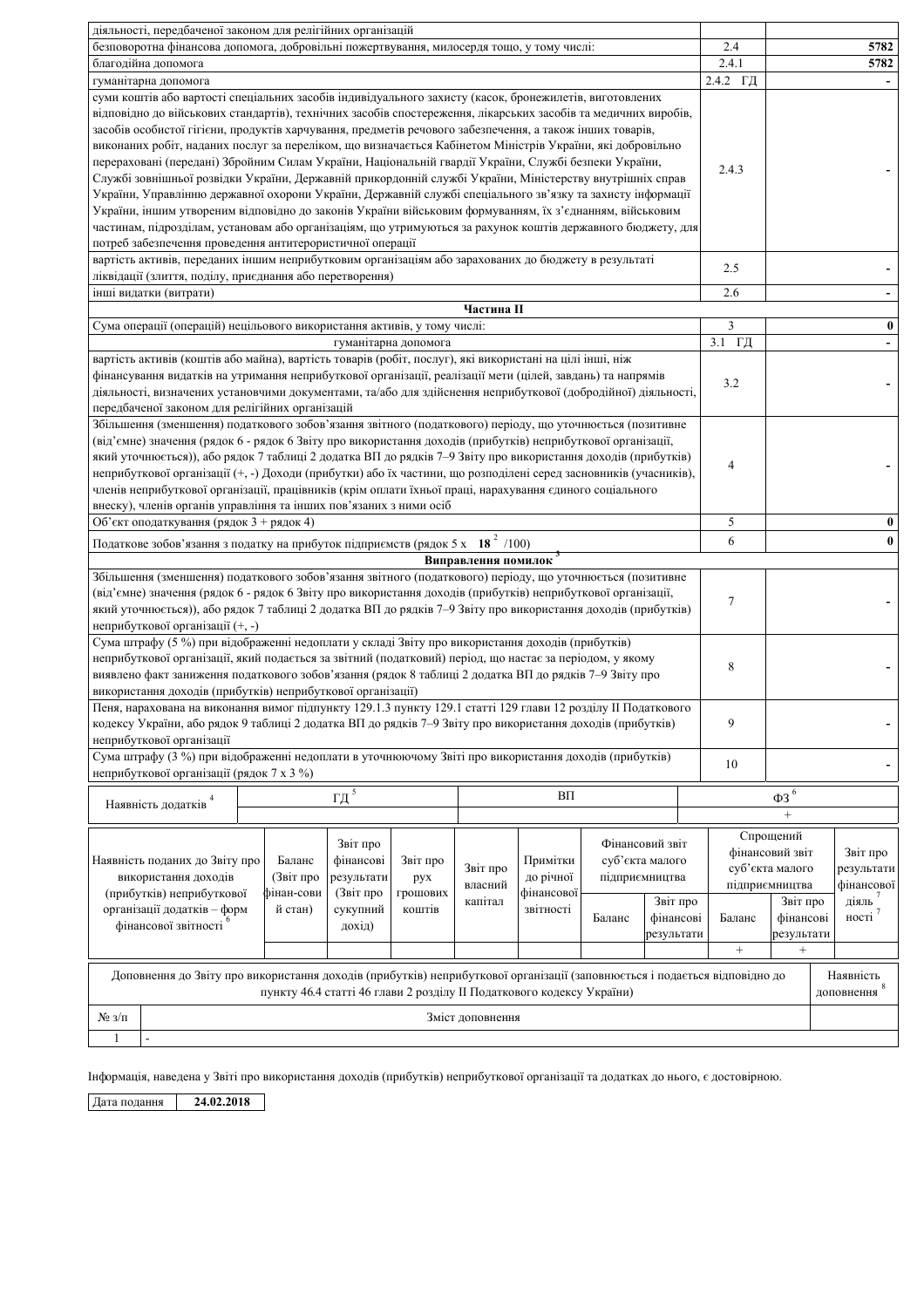| | | |
|---|---|---|
| діяльності, передбаченої законом для релігійних організацій | | |
| безповоротна фінансова допомога, добровільні пожертвування, милосердя тощо, у тому числі: | 2.4 | 5782 |
| благодійна допомога | 2.4.1 | 5782 |
| гуманітарна допомога | 2.4.2 ГД | - |
| суми коштів або вартості спеціальних засобів індивідуального захисту (касок, бронежилетів, виготовлених відповідно до військових стандартів), технічних засобів спостереження, лікарських засобів та медичних виробів, засобів особистої гігієни, продуктів харчування, предметів речового забезпечення, а також інших товарів, виконаних робіт, наданих послуг за переліком, що визначається Кабінетом Міністрів України, які добровільно перераховані (передані) Збройним Силам України, Національній гвардії України, Службі безпеки України, Службі зовнішньої розвідки України, Державній прикордонній службі України, Міністерству внутрішніх справ України, Управлінню державної охорони України, Державній службі спеціального зв'язку та захисту інформації України, іншим утвореним відповідно до законів України військовим формуванням, їх з'єднанням, військовим частинам, підрозділам, установам або організаціям, що утримуються за рахунок коштів державного бюджету, для потреб забезпечення проведення антитерористичної операції | 2.4.3 | - |
| вартість активів, переданих іншим неприбутковим організаціям або зарахованих до бюджету в результаті ліквідації (злиття, поділу, приєднання або перетворення) | 2.5 | - |
| інші видатки (витрати) | 2.6 | - |
| **Частина II** | | |
| Сума операції (операцій) нецільового використання активів, у тому числі: | 3 | 0 |
| гуманітарна допомога | 3.1 ГД | - |
| вартість активів (коштів або майна), вартість товарів (робіт, послуг), які використані на цілі інші, ніж фінансування видатків на утримання неприбуткової організації, реалізації мети (цілей, завдань) та напрямів діяльності, визначених установчими документами, та/або для здійснення неприбуткової (добродійної) діяльності, передбаченої законом для релігійних організацій | 3.2 | - |
| Збільшення (зменшення) податкового зобов'язання звітного (податкового) періоду, що уточнюється (позитивне (від'ємне) значення (рядок 6 - рядок 6 Звіту про використання доходів (прибутків) неприбуткової організації, який уточнюється)), або рядок 7 таблиці 2 додатка ВП до рядків 7–9 Звіту про використання доходів (прибутків) неприбуткової організації (+, -) Доходи (прибутки) або їх частини, що розподілені серед засновників (учасників), членів неприбуткової організації, працівників (крім оплати їхньої праці, нарахування єдиного соціального внеску), членів органів управління та інших пов'язаних з ними осіб | 4 | - |
| Об'єкт оподаткування (рядок 3 + рядок 4) | 5 | 0 |
| Податкове зобов'язання з податку на прибуток підприємств (рядок 5 х **18** [2] /100) | 6 | 0 |
| **Виправлення помилок** [3] | | |
| Збільшення (зменшення) податкового зобов'язання звітного (податкового) періоду, що уточнюється (позитивне (від'ємне) значення (рядок 6 - рядок 6 Звіту про використання доходів (прибутків) неприбуткової організації, який уточнюється)), або рядок 7 таблиці 2 додатка ВП до рядків 7–9 Звіту про використання доходів (прибутків) неприбуткової організації (+, -) | 7 | - |
| Сума штрафу (5 %) при відображенні недоплати у складі Звіту про використання доходів (прибутків) неприбуткової організації, який подається за звітний (податковий) період, що настає за періодом, у якому виявлено факт заниження податкового зобов'язання (рядок 8 таблиці 2 додатка ВП до рядків 7–9 Звіту про використання доходів (прибутків) неприбуткової організації) | 8 | - |
| Пеня, нарахована на виконання вимог підпункту 129.1.3 пункту 129.1 статті 129 глави 12 розділу II Податкового кодексу України, або рядок 9 таблиці 2 додатка ВП до рядків 7–9 Звіту про використання доходів (прибутків) неприбуткової організації | 9 | - |
| Сума штрафу (3 %) при відображенні недоплати в уточнюючому Звіті про використання доходів (прибутків) неприбуткової організації (рядок 7 х 3 %) | 10 | - |

| Наявність додатків [4] | ГД [5] | ВП | ФЗ [6] |
|---|---|---|---|
| | | | + |

| Наявність поданих до Звіту про використання доходів (прибутків) неприбуткової організації додатків – форм фінансової звітності [6] | Баланс (Звіт про фінан-сови й стан) | Звіт про фінансові результати (Звіт про сукупний дохід) | Звіт про рух грошових коштів | Звіт про власний капітал | Примітки до річної фінансової звітності | Фінансовий звіт суб'єкта малого підприємництва | | Спрощений фінансовий звіт суб'єкта малого підприємництва | | Звіт про результати фінансової діяль ності [7] |
|---|---|---|---|---|---|---|---|---|---|---|
| | | | | | | Баланс | Звіт про фінансові результати | Баланс | Звіт про фінансові результати | |
| | | | | | | | | + | + | |

| Доповнення до Звіту про використання доходів (прибутків) неприбуткової організації (заповнюється і подається відповідно до пункту 46.4 статті 46 глави 2 розділу II Податкового кодексу України) | | Наявність доповнення [8] |
|---|---|---|
| № з/п | Зміст доповнення | |
| 1 | - | |

Інформація, наведена у Звіті про використання доходів (прибутків) неприбуткової організації та додатках до нього, є достовірною.

| Дата подання | **24.02.2018** |
|---|---|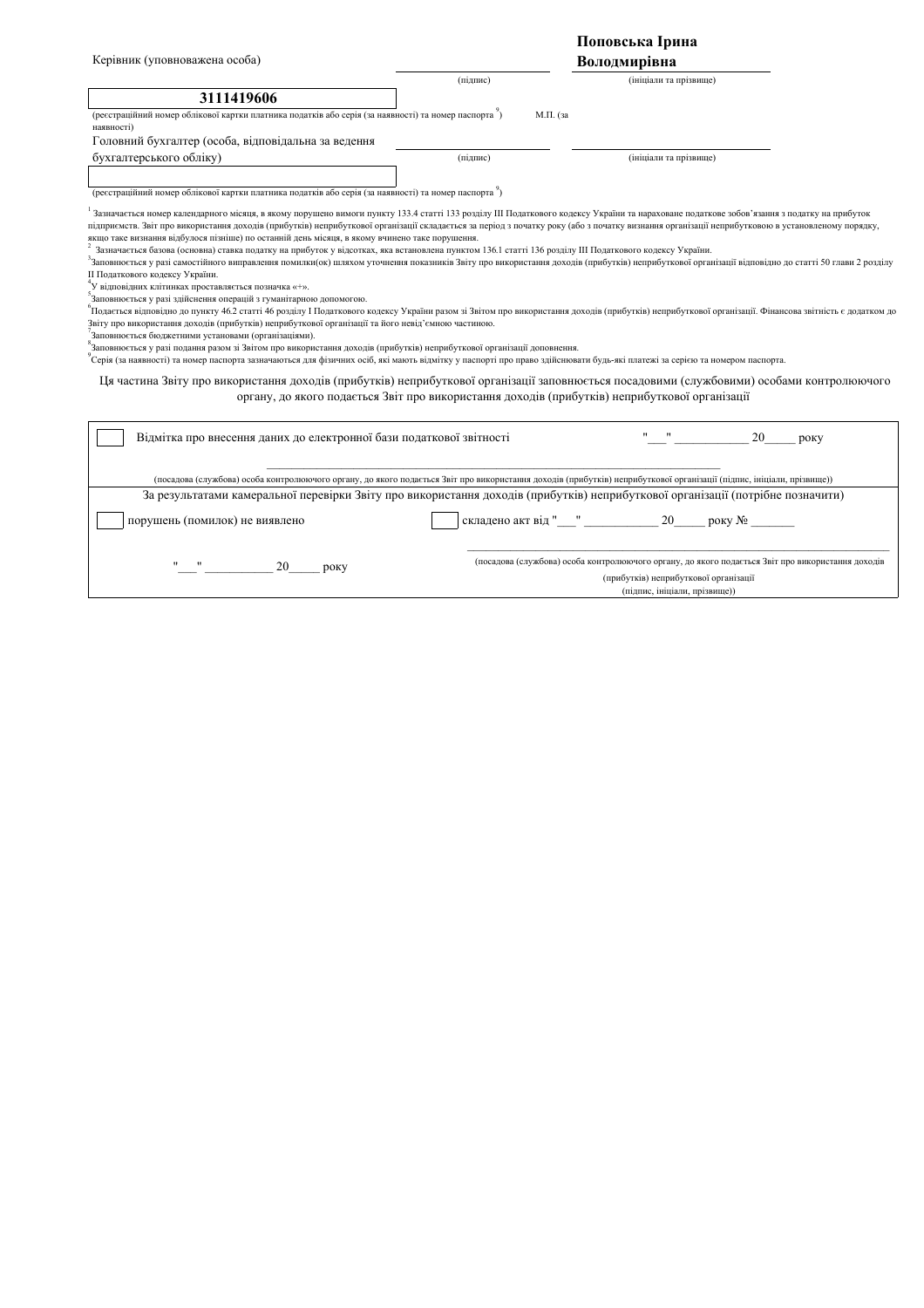| | | |
|---|---|---|
| Керівник (уповноважена особа) | ______________ (підпис) | **Поповська Ірина Володмирівна** (ініціали та прізвище) |

**3111419606**

(реєстраційний номер облікової картки платника податків або серія (за наявності) та номер паспорта [9]) М.П. (за наявності)

| | | |
|---|---|---|
| Головний бухгалтер (особа, відповідальна за ведення бухгалтерського обліку) | ______________ (підпис) | ______________ (ініціали та прізвище) |

(реєстраційний номер облікової картки платника податків або серія (за наявності) та номер паспорта [9])

[1] Зазначається номер календарного місяця, в якому порушено вимоги пункту 133.4 статті 133 розділу III Податкового кодексу України та нараховане податкове зобов'язання з податку на прибуток підприємств. Звіт про використання доходів (прибутків) неприбуткової організації складається за період з початку року (або з початку визнання організації неприбутковою в установленому порядку, якщо таке визнання відбулося пізніше) по останній день місяця, в якому вчинено таке порушення.
[2] Зазначається базова (основна) ставка податку на прибуток у відсотках, яка встановлена пунктом 136.1 статті 136 розділу III Податкового кодексу України.
[3] Заповнюється у разі самостійного виправлення помилки(ок) шляхом уточнення показників Звіту про використання доходів (прибутків) неприбуткової організації відповідно до статті 50 глави 2 розділу II Податкового кодексу України.
[4] У відповідних клітинках проставляється позначка «+».
[5] Заповнюється у разі здійснення операцій з гуманітарною допомогою.
[6] Подається відповідно до пункту 46.2 статті 46 розділу I Податкового кодексу України разом зі Звітом про використання доходів (прибутків) неприбуткової організації. Фінансова звітність є додатком до Звіту про використання доходів (прибутків) неприбуткової організації та його невід'ємною частиною.
[7] Заповнюється бюджетними установами (організаціями).
[8] Заповнюється у разі подання разом зі Звітом про використання доходів (прибутків) неприбуткової організації доповнення.
[9] Серія (за наявності) та номер паспорта зазначаються для фізичних осіб, які мають відмітку у паспорті про право здійснювати будь-які платежі за серією та номером паспорта.

Ця частина Звіту про використання доходів (прибутків) неприбуткової організації заповнюється посадовими (службовими) особами контролюючого органу, до якого подається Звіт про використання доходів (прибутків) неприбуткової організації

| | |
|---|---|
| ☐ Відмітка про внесення даних до електронної бази податкової звітності | "\_\_\_" \_\_\_\_\_\_\_\_\_\_\_\_ 20\_\_\_\_\_ року |
| (посадова (службова) особа контролюючого органу, до якого подається Звіт про використання доходів (прибутків) неприбуткової організації (підпис, ініціали, прізвище)) | |
| За результатами камеральної перевірки Звіту про використання доходів (прибутків) неприбуткової організації (потрібне позначити) | |
| ☐ порушень (помилок) не виявлено | ☐ складено акт від "\_\_\_" \_\_\_\_\_\_\_\_\_\_\_\_ 20\_\_\_\_\_ року № \_\_\_\_\_\_\_ |
| "\_\_\_" \_\_\_\_\_\_\_\_\_\_\_ 20\_\_\_\_\_ року | (посадова (службова) особа контролюючого органу, до якого подається Звіт про використання доходів (прибутків) неприбуткової організації (підпис, ініціали, прізвище)) |